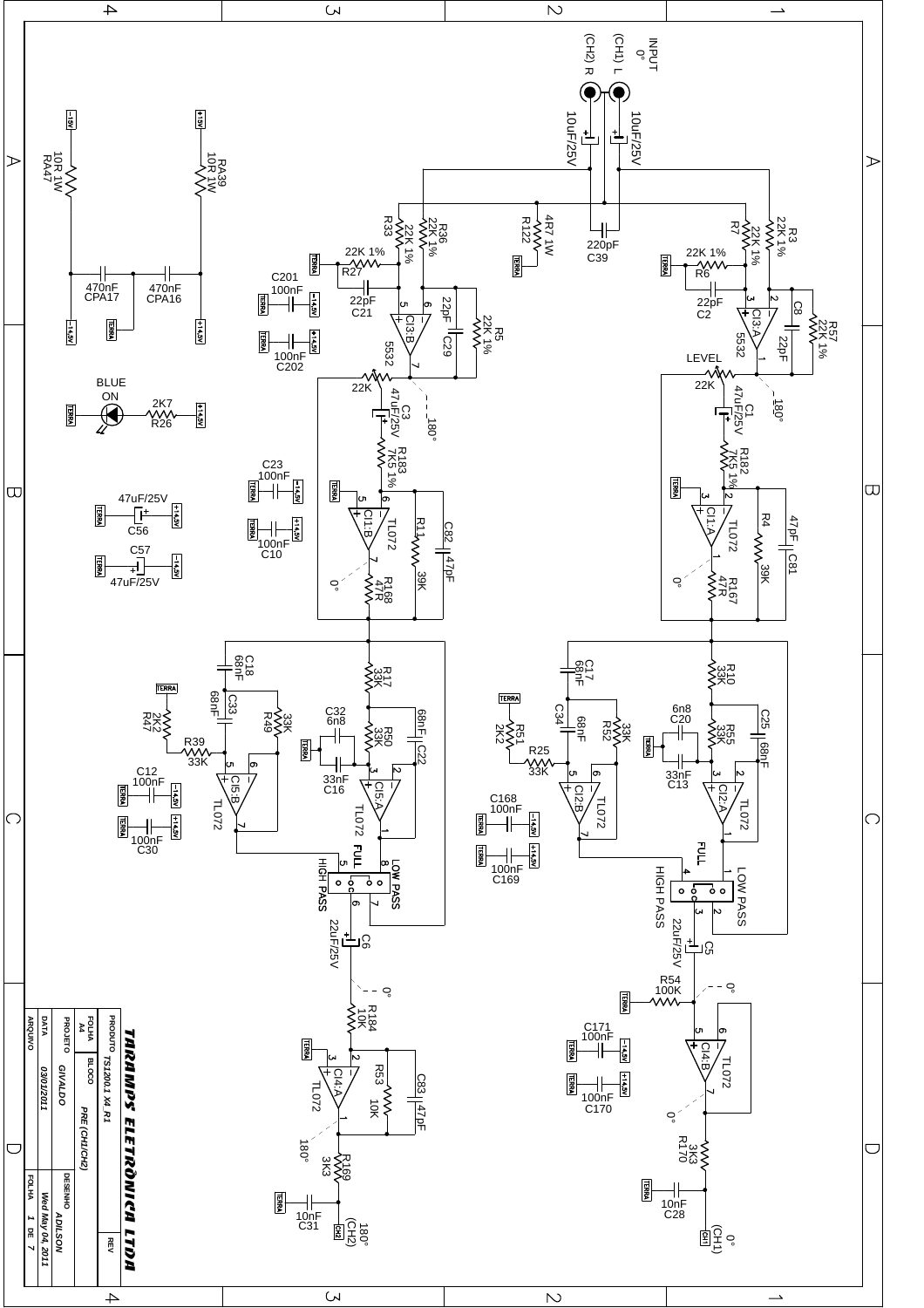| PRODUTO | TS1200.1 X4 R1 | | REV |
| --- | --- | --- | --- |
| FOLHA | A4 | BLOCO | PRE (CH1/CH2) |
| PROJETO | GIVALDO | DESENHO | ADILSON |
| DATA | 03/01/2011 | | Wed May 04, 2011 |
| ARQUIVO | | FOLHA | 1 DE 7 |

**TARAMPS ELETRÔNICA LTDA**

INPUT 0°

(CH1) L

(CH2) R

10uF/25V

10uF/25V

220pF C39

R3 22K 1%

R7 22K 1%

R33 22K 1%

R36 22K 1%

R122 4R7 1W

R6 22K 1%

R27 22K 1%

C2 22pF

C21 22pF

C8 22pF

C29 22pF

R57 22K 1%

R5 22K 1%

CI3:A 5532

CI3:B 5532

LEVEL 22K

22K

180°

C1 47uF/25V

C3 47uF/25V

R182 7K5 1%

R183 7K5 1%

CI1:A TL072

CI1:B TL072

R4 39K

R11 39K

C81 47pF

C82 47pF

R167 47R

R168 47R

0°

C201 100nF

C202 100nF

C23 100nF

C10 100nF

C56 47uF/25V

C57 47uF/25V

BLUE ON

R26 2K7

RA39 10R 1W

RA47 10R 1W

CPA16 470nF

CPA17 470nF

+15V

-15V

+14,5V

-14,5V

TERRA

R10 33K

R17 33K

C17 68nF

C18 68nF

C34 68nF

C33 68nF

R52 33K

R49 33K

R51 2K2

R47 2K2

R25 33K

R39 33K

C20 6n8

C32 6n8

R55 33K

R50 33K

C25 68nF

C22 68nF

C13 33nF

C16 33nF

CI2:A TL072

CI2:B TL072

CI5:A TL072

CI5:B TL072

C12 100nF

C30 100nF

C168 100nF

C169 100nF

FULL

LOW PASS

HIGH PASS

C5 22uF/25V

C6 22uF/25V

R54 100K

R184 10K

R53 10K

C83 47pF

CI4:A TL072

CI4:B TL072

C171 100nF

C170 100nF

R170 3K3

R169 3K3

C28 10nF

C31 10nF

(CH1) 0°

(CH2) 180°

CH1

CH2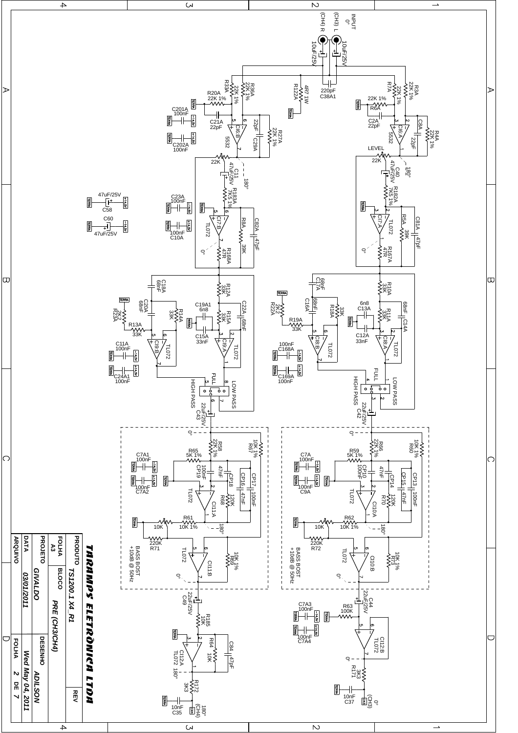# TARAMPS ELETRÔNICA LTDA

| PRODUTO | TS1200.1 X4_R1 | | REV |
|---|---|---|---|
| FOLHA A3 | BLOCO | PRE (CH3/CH4) | |
| PROJETO | GIVALDO | DESENHO | ADILSON |
| DATA | 03/01/2011 | | Wed May 04, 2011 |
| ARQUIVO | | FOLHA | 2 DE 7 |

INPUT 0°

(CH3) L — 10uF/25V

(CH4) R — 10uF/25V

C38A1 220pF

R122A 4R7 1W

R3A 22K 1%, R7A 22K 1%, R6A 22K 1%, C2A 22pF, C8A 22pF, R4A 22K 1%, CI6:A 5532

R36A 22K 1%, R33A 22K 1%, R20A 22K 1%, C21A 22pF, C29A 22pF, R27A 22K 1%, CI6:B 5532

C201A 100nF, C202A 100nF (+14,5V / -14,5V)

LEVEL 22K, C40 47uF/25V, 180°, R182A 7K5 1%, CI7:A TL072, R5A 39K, C81A 47pF, R167A 47R, 0°

22K, C11 47uF/25V, 180°, R183A 7K5 1%, CI7:B TL072, R8A 39K, C82A 47pF, R168A 47R, 0°

C23A 100nF, C10A 100nF, C58 47uF/25V, C60 47uF/25V

R10A 33K, C17A 68nF, C16A 68nF, R18A 33K, R22A 2K2, R19A 33K, C13A 6n8, R11A 33K, C14A 68nF, C12A 33nF, CI8:A TL072, CI8:B TL072, C168A 100nF, C169A 100nF

FULL / LOW PASS / HIGH PASS, C42 22uF/25V

R12A 33K, C18A 68nF, C20A 68nF, R23A 2K2, R14A 33K, R13A 33K, C19A1 6n8, R15A 33K, C22A 68nF, C15A 33nF, CI9:A TL072, CI9:B TL072, C11A 100nF, C24A1 100nF

FULL / LOW PASS / HIGH PASS, C43 22uF/25V

R60 10K 1%, R66 22K 1%, R59 5K 1%, CP10 100nF, 47nF, CP14, CP15 47nF, CP13 100nF, R70 120K, CI10:A TL072, R62 10K 1%, 10K, R72 220K, R73 10K 1%, CI10:B TL072, C7A 100nF, C9A 100nF, 0°, 180°

BASS BOST +10dB @ 50Hz

R67 10K 1%, R58 22K 1%, R65 5K 1%, CP19 100nF, 47nF, CP18, CP16 47nF, CP17 100nF, R68 120K, CI11:A TL072, R61 10K 1%, 10K, R71 220K, R69 10K 1%, CI11:B TL072, C7A1 100nF, C7A2 100nF, 0°, 180°

BASS BOST +10dB @ 50Hz

C44 22uF/25V, R63 100K, CI12:B TL072, C7A3 100nF, C7A4 100nF, R171 3K3, C37 10nF, 0° (CH3)

C49 22uF/25V, R185 10K, R64 10K, C84 47pF, CI12:A TL072, 180°, R172 3K3, C35 10nF, 180° (CH4)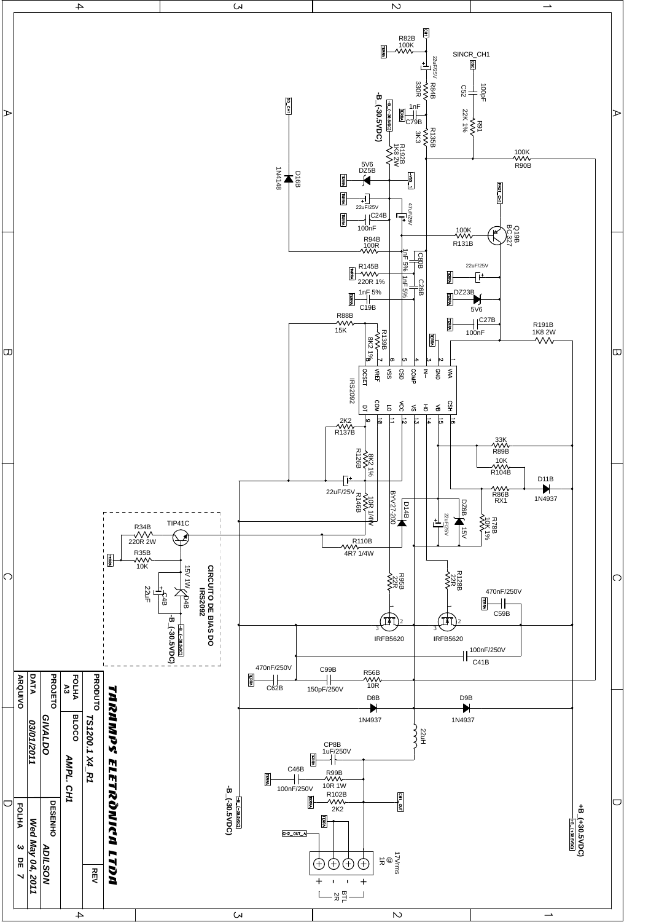**TARAMPS ELETRÔNICA LTDA**

| | | |
|---|---|---|
| PRODUTO | TS1200.1 X4_R1 | REV |
| FOLHA A3 | BLOCO | AMPL. CH1 |
| PROJETO | GIVALDO | DESENHO ADILSON |
| DATA | 03/01/2011 | Wed May 04, 2011 |
| ARQUIVO | | FOLHA 3 DE 7 |

CIRCUITO DE BIAS DO IRS2092

R34B 220R 2W
TIP41C
R35B 10K
15V 1W D4B
22uF C4B
-B_(-30.5VDC)

IRS2092
1 VAA, 2 GND, 3 IN-, 4 COMP, 5 CSD, 6 VSS, 7 VREF, 8 OCSET, 9 DT, 10 COM, 11 LO, 12 VCC, 13 VS, 14 HO, 15 VB, 16 CSH

R82B 100K
CH1
22uF/25V
R84B 330R
1nF C79B
R135B 3K3
-B_(-30.5VDC)
R192B 1K8 2W
5V6 DZ5B
VSS_1
22uF/25V
47uF/25V
C24B 100nF
R94B 100R
D16B 1N4148
D_CH1
SINCR_CH1
C52 100pF
R91 22K 1%
R90B 100K
PROT_CH1
Q19B BC 327
R131B 100K
C20B 1nF 5%
R145B 220R 1%
C26B 1nF 5%
C19B 1nF 5%
22uF/25V
DZ23B 5V6
C27B 100nF
R191B 1K8 2W
R88B 15K
R139B 8K2 1%
R137B 2K2
R126B 8K2 1%
22uF/25V
R146B 10R 1/4W
BYV27-200 D14B
R110B 4R7 1/4W
R89B 33K
R104B 10K
R86B RX1
D11B 1N4937
DZ6B 15V
22uF/25V
R78B 10K 1%
R95B 22R
R128B 22R
IRFB5620
IRFB5620
470nF/250V C59B
100nF/250V C41B
470nF/250V C62B
C99B 150pF/250V
R56B 10R
D8B 1N4937
D9B 1N4937
22uH
CP8B 1uF/250V
C46B 100nF/250V
R99B 10R 1W
R102B 2K2
CH1_OUT
CH2_OUT_A
-B_(-30.5VDC)
+B_(+30.5VDC)
17Vrms @ 1R
BTL 2R
+ - - +
TERRA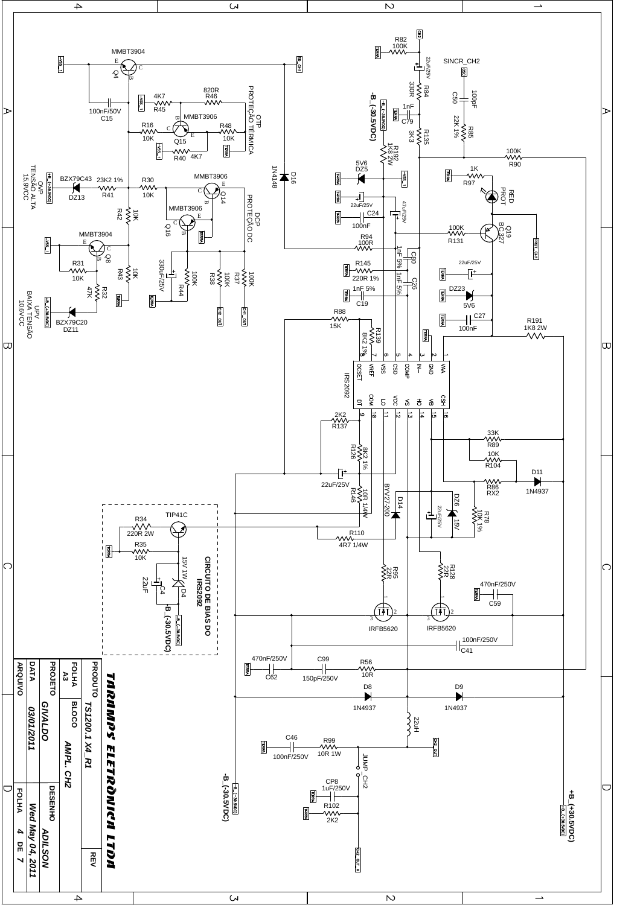# TARAMPS ELETRÔNICA LTDA

| PRODUTO | TS1200.1 X4_R1 | | REV |
| --- | --- | --- | --- |
| FOLHA A3 | BLOCO | AMPL. CH2 | |
| PROJETO | GIVALDO | DESENHO | ADILSON |
| DATA | 03/01/2011 | | Wed May 04, 2011 |
| ARQUIVO | | FOLHA | 4 DE 7 |

OTP PROTEÇÃO TÉRMICA

DCP PROTEÇÃO DC

OVP TENSÃO ALTA 15,9VCC

UPV BAIXA TENSÃO 10,6VCC

CIRCUITO DE BIAS DO IRS2092

-B_(-30,5VDC)

+B_(+30,5VDC)

SINCR_CH2

RED PROT

IRS2092

JUMP_CH2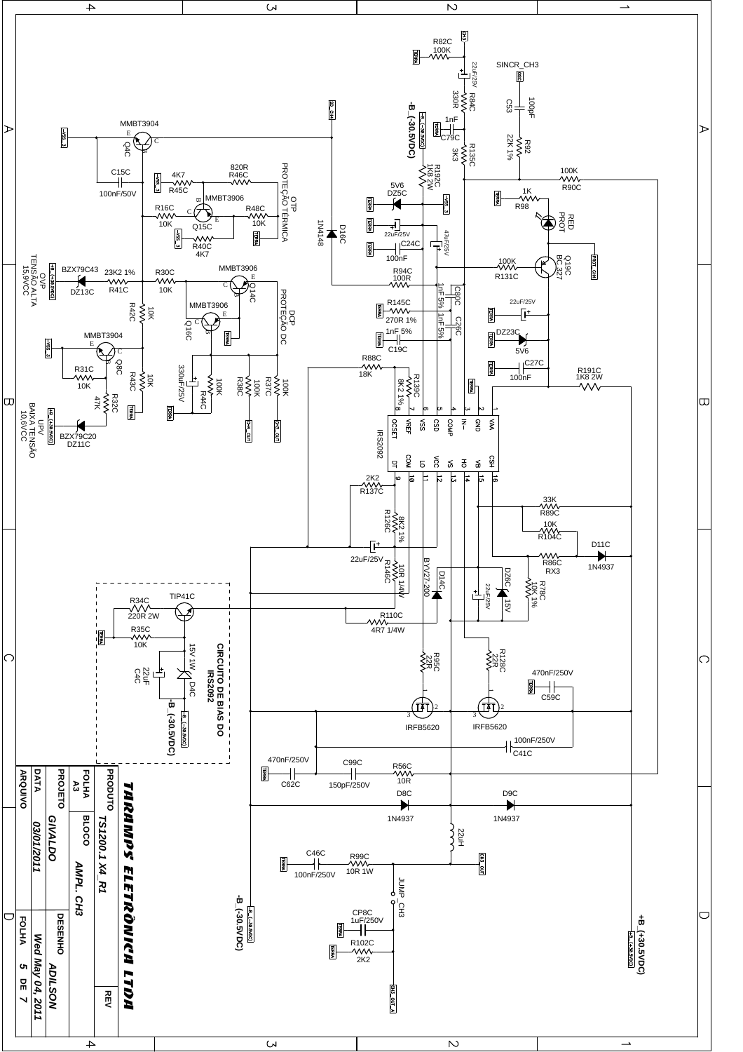# TARAMPS ELETRÔNICA LTDA

| PRODUTO | TS1200.1 X4_R1 | | REV |
|---|---|---|---|
| FOLHA A3 | BLOCO | AMPL. CH3 | |
| PROJETO | GIVALDO | DESENHO | ADILSON |
| DATA | 03/01/2011 | | Wed May 04, 2011 |
| ARQUIVO | | FOLHA | 5 DE 7 |

**Schematic annotations:**

- OVP TENSÃO ALTA 15,9VCC
- UPV BAIXA TENSÃO 10,6VCC
- OTP PROTEÇÃO TÉRMICA
- DCP PROTEÇÃO DC
- CIRCUITO DE BIAS DO IRS2092
- RED PROT
- SINCR_CH3
- JUMP_CH3
- -B_(-30,5VDC)
- +B_(+30,5VDC)

**Components:**

- IRS2092 (pins: 1 VAA, 2 GND, 3 IN-, 4 COMP, 5 CSD, 6 VSS, 7 VREF, 8 OCSET, 9 DT, 10 COM, 11 LO, 12 VCC, 13 VS, 14 HO, 15 VB, 16 CSH)
- Q4C MMBT3904, Q8C MMBT3904, Q14C MMBT3906, Q15C MMBT3906, Q16C MMBT3906, Q19C BC327, TIP41C
- IRFB5620 (x2)
- DZ13C BZX79C43, DZ11C BZX79C20, DZ5C 5V6, DZ23C 5V6, DZ6C 15V, D4C 15V 1W
- D16C 1N4148, D14C BYV27-200, D11C 1N4937, D8C 1N4937, D9C 1N4937
- R82C 100K, R84C 330R, R135C 3K3, R92 22K 1%, R90C 100K, R98 1K, R192C 1K8 2W, R46C 820R, R45C 4K7, R16C 10K, R48C 10K, R40C 4K7, R41C 23K2 1%, R30C 10K, R42C 10K, R31C 10K, R32C 47K, R43C 10K, R44C 100K, R38C 100K, R37C 100K, R94C 100R, R145C 270R 1%, R88C 18K, R139C 8K2 1%, R131C 100K, R191C 1K8 2W, R137C 2K2, R126C 8K2 1%, R146C 10R 1/4W, R110C 4R7 1/4W, R34C 220R 2W, R35C 10K, R89C 33K, R104C 10K, R86C RX3, R78C 10K 1%, R95C 22R, R128C 22R, R56C 10R, R99C 10R 1W, R102C 2K2
- C53 100pF, C79C 1nF, C15C 100nF/50V, C24C 100nF, 22uF/25V, 47uF/25V, C80C 1nF 5%, C26C 1nF 5%, C19C 1nF 5%, C27C 100nF, 330uF/25V, 22uF/25V, C4C 22uF, C59C 470nF/250V, C41C 100nF/250V, C62C 470nF/250V, C99C 150pF/250V, C46C 100nF/250V, CP8C 1uF/250V
- 22uH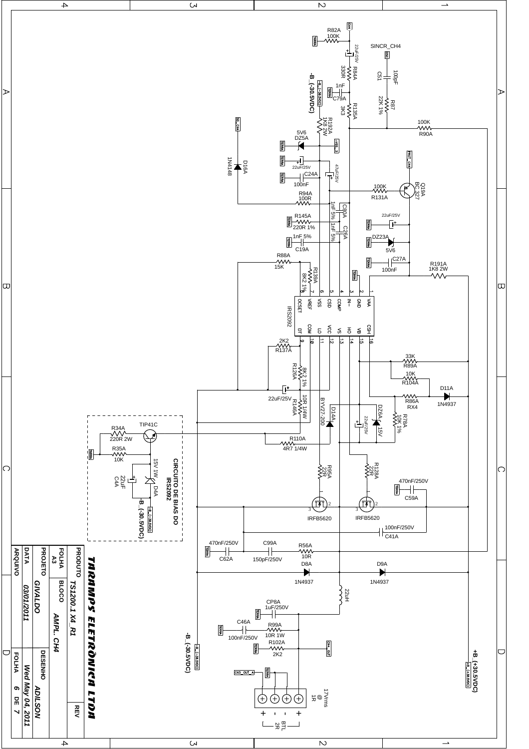**TARAMPS ELETRÔNICA LTDA**

| PRODUTO | TS1200.1 X4_R1 | | REV |
|---|---|---|---|
| FOLHA A3 | BLOCO | AMPL. CH4 | |
| PROJETO | GIVALDO | DESENHO | ADILSON |
| DATA | 03/01/2011 | | Wed May 04, 2011 |
| ARQUIVO | | FOLHA | 6 DE 7 |

CIRCUITO DE BIAS DO IRS2092

+B_(+30.5VDC)

-B_(-30.5VDC)

17Vrms @ 1R

BTL 2R

IRS2092

SINCR_CH4

IRFB5620

TIP41C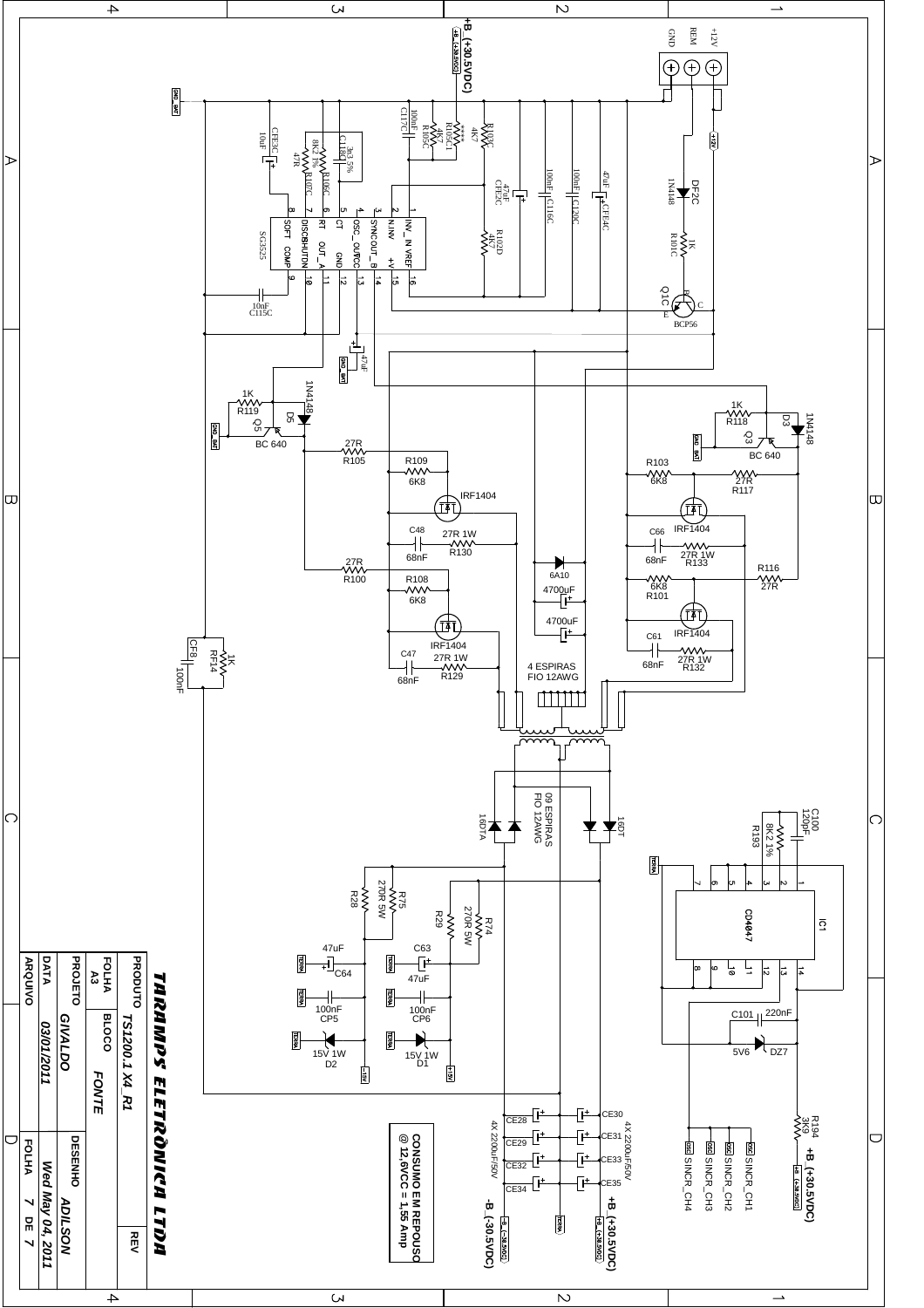+B (+30,5VDC)

+12V
REM
GND

DF2C
1N4148

1K
R101C

Q1C
BCP56

SG3525

1 INV_IN
2 N.INV
3 SYNC
4 OSC_OUT
5 CT
6 RT
7 DISCH
8 SOFT
9 COMP
10 SHUTDN
11 OUT_A
12 GND
13 VCC
14 OUT_B
15 +V
16 VREF

CFE3C 10uF
8K2 1% R107C
47R R106C
3n3 5% C118C
100nF C117C
4K7 R105C
R105C1
4K7 R102C
47uF CFE2C
R102D 4K7
100nF C116C
100nF C120C
47uF CFE4C
10nF C115C
47uF

1K R119
Q5 BC 640
D5 1N4148

1K R118
Q3 BC 640
D3 1N4148

27R R105
R109 6K8
IRF1404
C48 68nF
27R 1W R130
27R R100
R108 6K8
IRF1404
C47 68nF
27R 1W R129

R103 6K8
27R R117
IRF1404
C66 68nF
27R 1W R133
R116 27R
6K8 R101
IRF1404
C61 68nF
27R 1W R132

6A10
4700uF
4700uF

4 ESPIRAS FIO 12AWG

CF8 100nF
1K RF14

09 ESPIRAS FIO 12AWG
16DTA
16DT

R75 270R 5W
R28
R74 270R 5W
R29

47uF C64
C63 47uF
100nF CP5
100nF CP6
15V 1W D2
15V 1W D1

C100 120pF
8K2 1% R193
IC1 CD4047

C101 220nF
5V6 DZ7
R194 3K9
+B (+30,5VDC)

SINCR_CH1
SINCR_CH2
SINCR_CH3
SINCR_CH4

CE28, CE29, CE32, CE34 — 4X 2200uF/50V
CE30, CE31, CE33, CE35 — 4X 2200uF/50V

-B (-30,5VDC)
+B (+30,5VDC)

**CONSUMO EM REPOUSO @ 12,6VCC = 1,56 Amp**

| | | | |
|---|---|---|---|
| **TARAMPS ELETRÔNICA LTDA** | | | |
| PRODUTO | TS1200.1 X4_R1 | | REV |
| FOLHA A3 | BLOCO | FONTE | |
| PROJETO | GIVALDO | DESENHO | ADILSON |
| DATA | 03/01/2011 | | Wed May 04, 2011 |
| ARQUIVO | | FOLHA | 7 DE 7 |